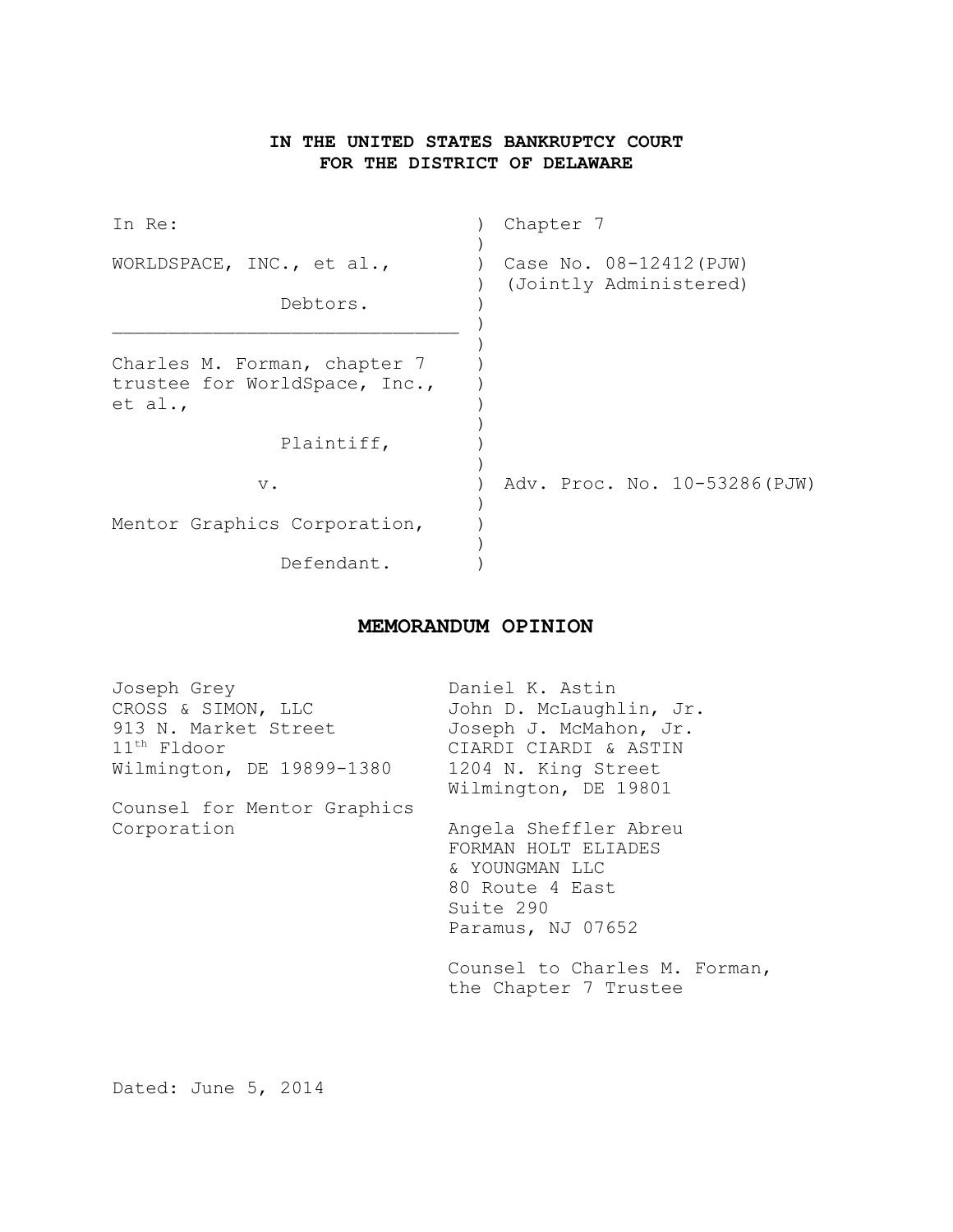**IN THE UNITED STATES BANKRUPTCY COURT**
**FOR THE DISTRICT OF DELAWARE**

| | | |
|---|---|---|
| In Re: | ) | Chapter 7 |
| WORLDSPACE, INC., et al., | ) | Case No. 08-12412(PJW) (Jointly Administered) |
| Debtors. | ) | |
| Charles M. Forman, chapter 7 trustee for WorldSpace, Inc., et al., | ) | |
| Plaintiff, | ) | |
| v. | ) | Adv. Proc. No. 10-53286(PJW) |
| Mentor Graphics Corporation, | ) | |
| Defendant. | ) | |

# MEMORANDUM OPINION

Joseph Grey
CROSS & SIMON, LLC
913 N. Market Street
11th Fldoor
Wilmington, DE 19899-1380

Counsel for Mentor Graphics Corporation

Daniel K. Astin
John D. McLaughlin, Jr.
Joseph J. McMahon, Jr.
CIARDI CIARDI & ASTIN
1204 N. King Street
Wilmington, DE 19801

Angela Sheffler Abreu
FORMAN HOLT ELIADES & YOUNGMAN LLC
80 Route 4 East
Suite 290
Paramus, NJ 07652

Counsel to Charles M. Forman, the Chapter 7 Trustee

Dated: June 5, 2014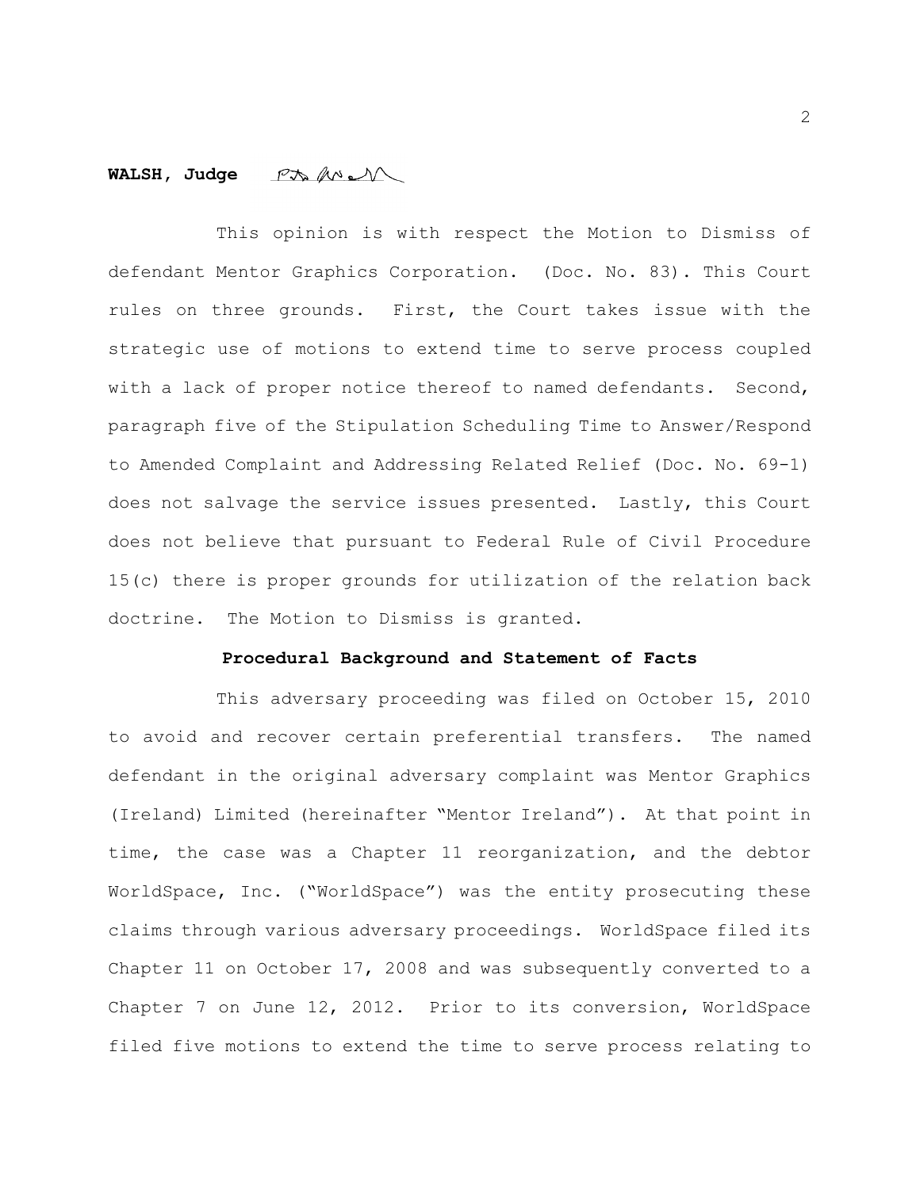**WALSH, Judge**

This opinion is with respect the Motion to Dismiss of defendant Mentor Graphics Corporation. (Doc. No. 83). This Court rules on three grounds. First, the Court takes issue with the strategic use of motions to extend time to serve process coupled with a lack of proper notice thereof to named defendants. Second, paragraph five of the Stipulation Scheduling Time to Answer/Respond to Amended Complaint and Addressing Related Relief (Doc. No. 69-1) does not salvage the service issues presented. Lastly, this Court does not believe that pursuant to Federal Rule of Civil Procedure 15(c) there is proper grounds for utilization of the relation back doctrine. The Motion to Dismiss is granted.

**Procedural Background and Statement of Facts**

This adversary proceeding was filed on October 15, 2010 to avoid and recover certain preferential transfers. The named defendant in the original adversary complaint was Mentor Graphics (Ireland) Limited (hereinafter "Mentor Ireland"). At that point in time, the case was a Chapter 11 reorganization, and the debtor WorldSpace, Inc. ("WorldSpace") was the entity prosecuting these claims through various adversary proceedings. WorldSpace filed its Chapter 11 on October 17, 2008 and was subsequently converted to a Chapter 7 on June 12, 2012. Prior to its conversion, WorldSpace filed five motions to extend the time to serve process relating to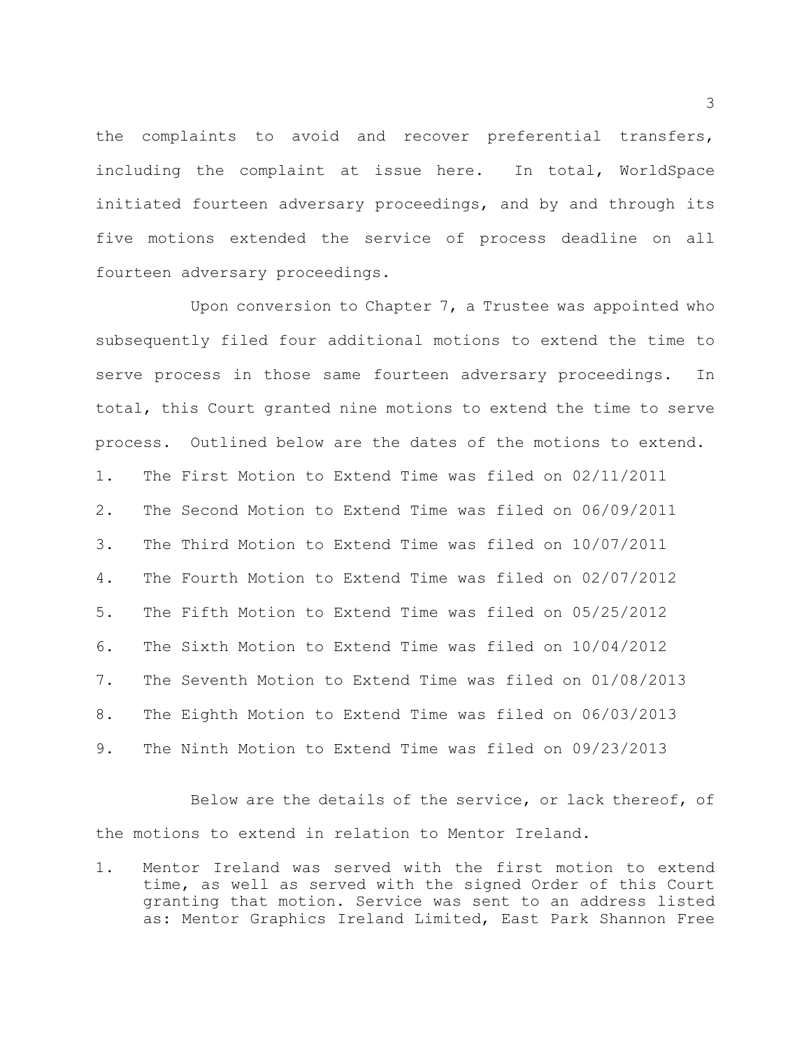the complaints to avoid and recover preferential transfers, including the complaint at issue here. In total, WorldSpace initiated fourteen adversary proceedings, and by and through its five motions extended the service of process deadline on all fourteen adversary proceedings.

Upon conversion to Chapter 7, a Trustee was appointed who subsequently filed four additional motions to extend the time to serve process in those same fourteen adversary proceedings. In total, this Court granted nine motions to extend the time to serve process. Outlined below are the dates of the motions to extend.

1. The First Motion to Extend Time was filed on 02/11/2011
2. The Second Motion to Extend Time was filed on 06/09/2011
3. The Third Motion to Extend Time was filed on 10/07/2011
4. The Fourth Motion to Extend Time was filed on 02/07/2012
5. The Fifth Motion to Extend Time was filed on 05/25/2012
6. The Sixth Motion to Extend Time was filed on 10/04/2012
7. The Seventh Motion to Extend Time was filed on 01/08/2013
8. The Eighth Motion to Extend Time was filed on 06/03/2013
9. The Ninth Motion to Extend Time was filed on 09/23/2013

Below are the details of the service, or lack thereof, of the motions to extend in relation to Mentor Ireland.

1. Mentor Ireland was served with the first motion to extend time, as well as served with the signed Order of this Court granting that motion. Service was sent to an address listed as: Mentor Graphics Ireland Limited, East Park Shannon Free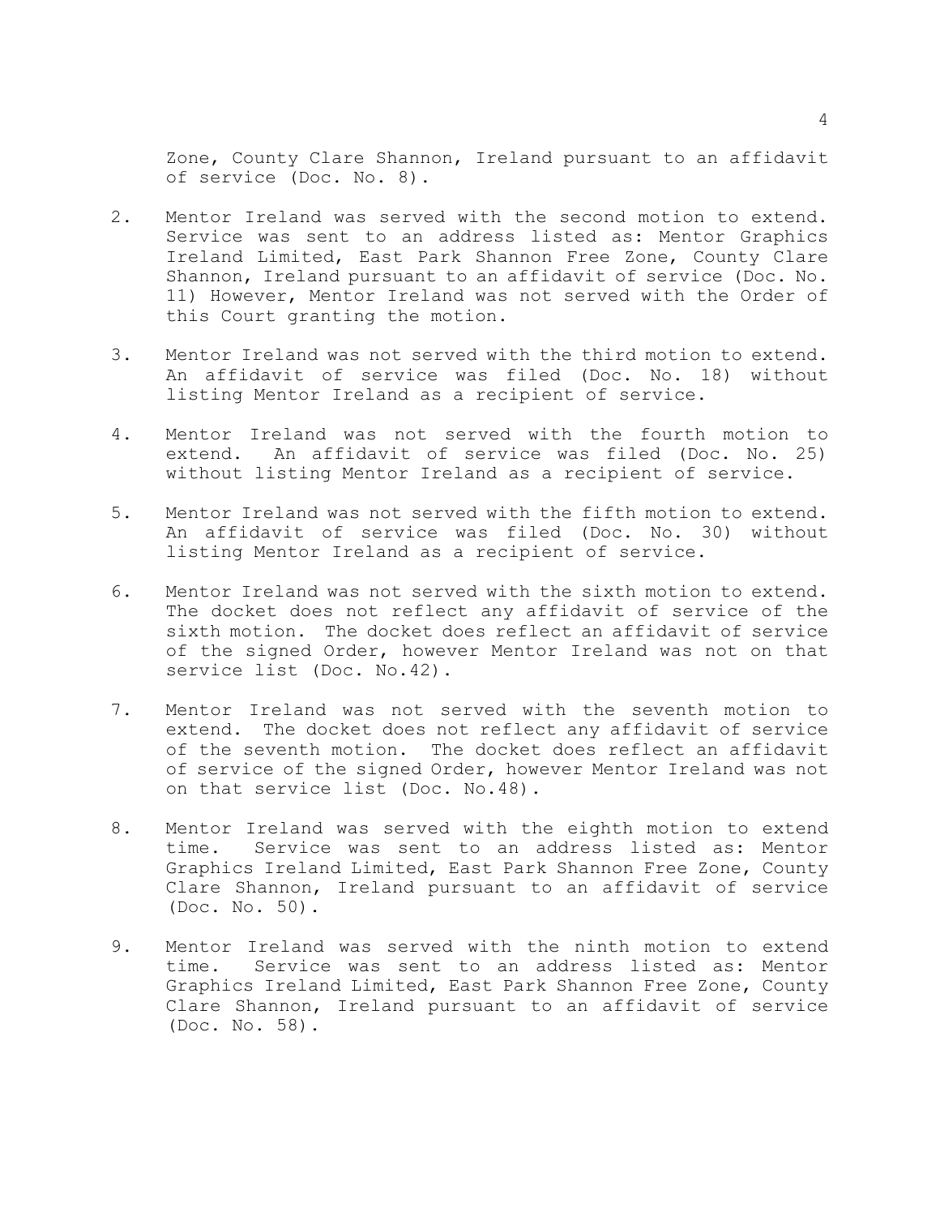Zone, County Clare Shannon, Ireland pursuant to an affidavit of service (Doc. No. 8).

2. Mentor Ireland was served with the second motion to extend. Service was sent to an address listed as: Mentor Graphics Ireland Limited, East Park Shannon Free Zone, County Clare Shannon, Ireland pursuant to an affidavit of service (Doc. No. 11) However, Mentor Ireland was not served with the Order of this Court granting the motion.

3. Mentor Ireland was not served with the third motion to extend. An affidavit of service was filed (Doc. No. 18) without listing Mentor Ireland as a recipient of service.

4. Mentor Ireland was not served with the fourth motion to extend. An affidavit of service was filed (Doc. No. 25) without listing Mentor Ireland as a recipient of service.

5. Mentor Ireland was not served with the fifth motion to extend. An affidavit of service was filed (Doc. No. 30) without listing Mentor Ireland as a recipient of service.

6. Mentor Ireland was not served with the sixth motion to extend. The docket does not reflect any affidavit of service of the sixth motion. The docket does reflect an affidavit of service of the signed Order, however Mentor Ireland was not on that service list (Doc. No.42).

7. Mentor Ireland was not served with the seventh motion to extend. The docket does not reflect any affidavit of service of the seventh motion. The docket does reflect an affidavit of service of the signed Order, however Mentor Ireland was not on that service list (Doc. No.48).

8. Mentor Ireland was served with the eighth motion to extend time. Service was sent to an address listed as: Mentor Graphics Ireland Limited, East Park Shannon Free Zone, County Clare Shannon, Ireland pursuant to an affidavit of service (Doc. No. 50).

9. Mentor Ireland was served with the ninth motion to extend time. Service was sent to an address listed as: Mentor Graphics Ireland Limited, East Park Shannon Free Zone, County Clare Shannon, Ireland pursuant to an affidavit of service (Doc. No. 58).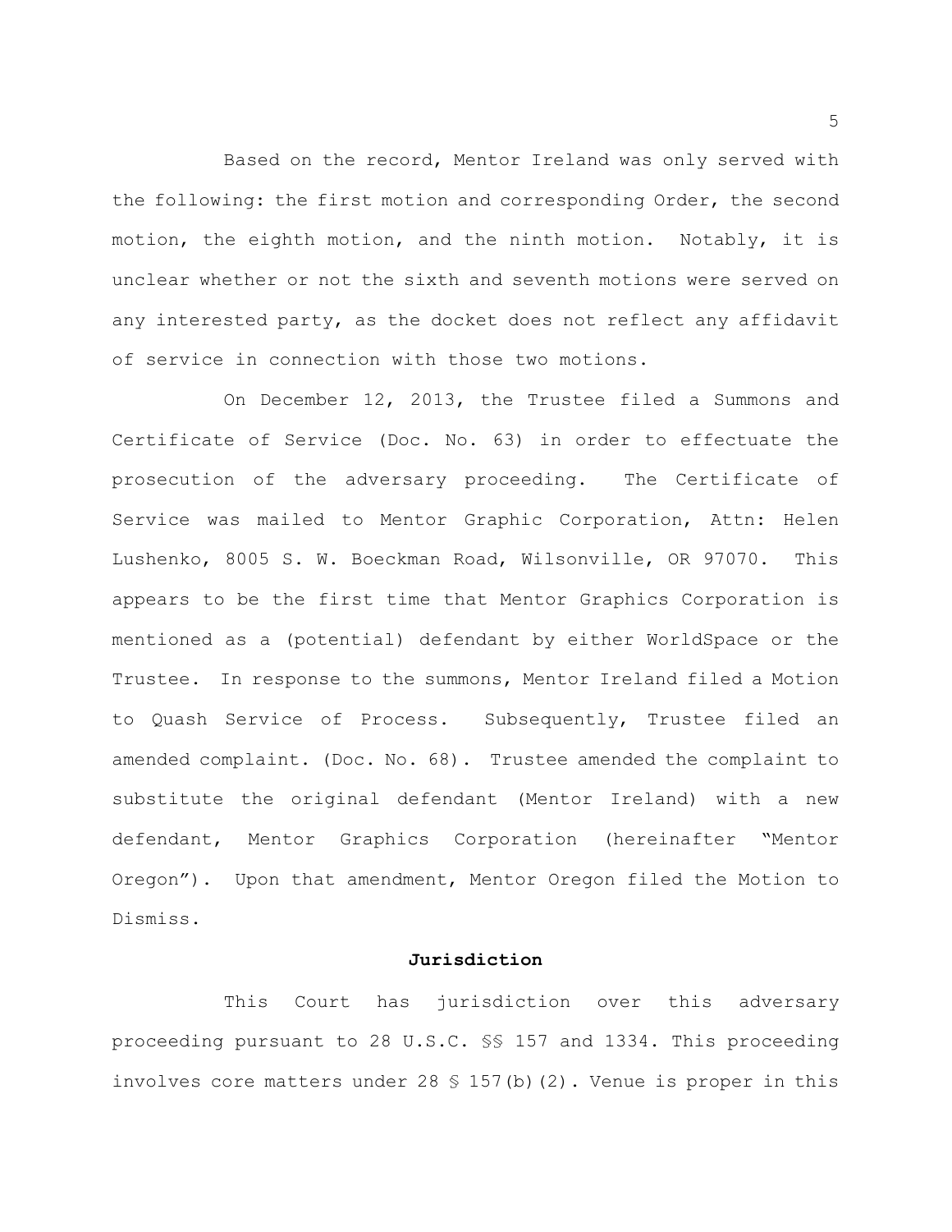Based on the record, Mentor Ireland was only served with the following: the first motion and corresponding Order, the second motion, the eighth motion, and the ninth motion. Notably, it is unclear whether or not the sixth and seventh motions were served on any interested party, as the docket does not reflect any affidavit of service in connection with those two motions.

On December 12, 2013, the Trustee filed a Summons and Certificate of Service (Doc. No. 63) in order to effectuate the prosecution of the adversary proceeding. The Certificate of Service was mailed to Mentor Graphic Corporation, Attn: Helen Lushenko, 8005 S. W. Boeckman Road, Wilsonville, OR 97070. This appears to be the first time that Mentor Graphics Corporation is mentioned as a (potential) defendant by either WorldSpace or the Trustee. In response to the summons, Mentor Ireland filed a Motion to Quash Service of Process. Subsequently, Trustee filed an amended complaint. (Doc. No. 68). Trustee amended the complaint to substitute the original defendant (Mentor Ireland) with a new defendant, Mentor Graphics Corporation (hereinafter "Mentor Oregon"). Upon that amendment, Mentor Oregon filed the Motion to Dismiss.

**Jurisdiction**

This Court has jurisdiction over this adversary proceeding pursuant to 28 U.S.C. §§ 157 and 1334. This proceeding involves core matters under 28 § 157(b)(2). Venue is proper in this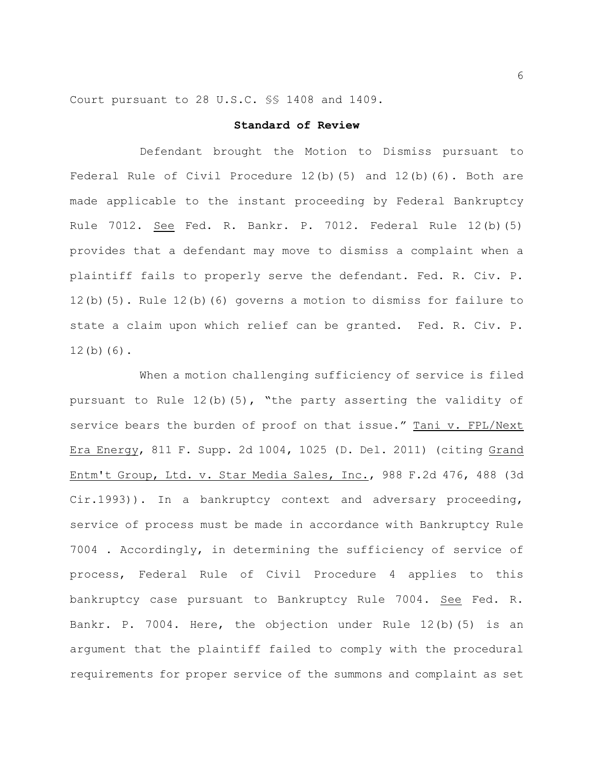Court pursuant to 28 U.S.C. §§ 1408 and 1409.

**Standard of Review**

Defendant brought the Motion to Dismiss pursuant to Federal Rule of Civil Procedure 12(b)(5) and 12(b)(6). Both are made applicable to the instant proceeding by Federal Bankruptcy Rule 7012. See Fed. R. Bankr. P. 7012. Federal Rule 12(b)(5) provides that a defendant may move to dismiss a complaint when a plaintiff fails to properly serve the defendant. Fed. R. Civ. P. 12(b)(5). Rule 12(b)(6) governs a motion to dismiss for failure to state a claim upon which relief can be granted. Fed. R. Civ. P. 12(b)(6).

When a motion challenging sufficiency of service is filed pursuant to Rule 12(b)(5), "the party asserting the validity of service bears the burden of proof on that issue." Tani v. FPL/Next Era Energy, 811 F. Supp. 2d 1004, 1025 (D. Del. 2011) (citing Grand Entm't Group, Ltd. v. Star Media Sales, Inc., 988 F.2d 476, 488 (3d Cir.1993)). In a bankruptcy context and adversary proceeding, service of process must be made in accordance with Bankruptcy Rule 7004 . Accordingly, in determining the sufficiency of service of process, Federal Rule of Civil Procedure 4 applies to this bankruptcy case pursuant to Bankruptcy Rule 7004. See Fed. R. Bankr. P. 7004. Here, the objection under Rule 12(b)(5) is an argument that the plaintiff failed to comply with the procedural requirements for proper service of the summons and complaint as set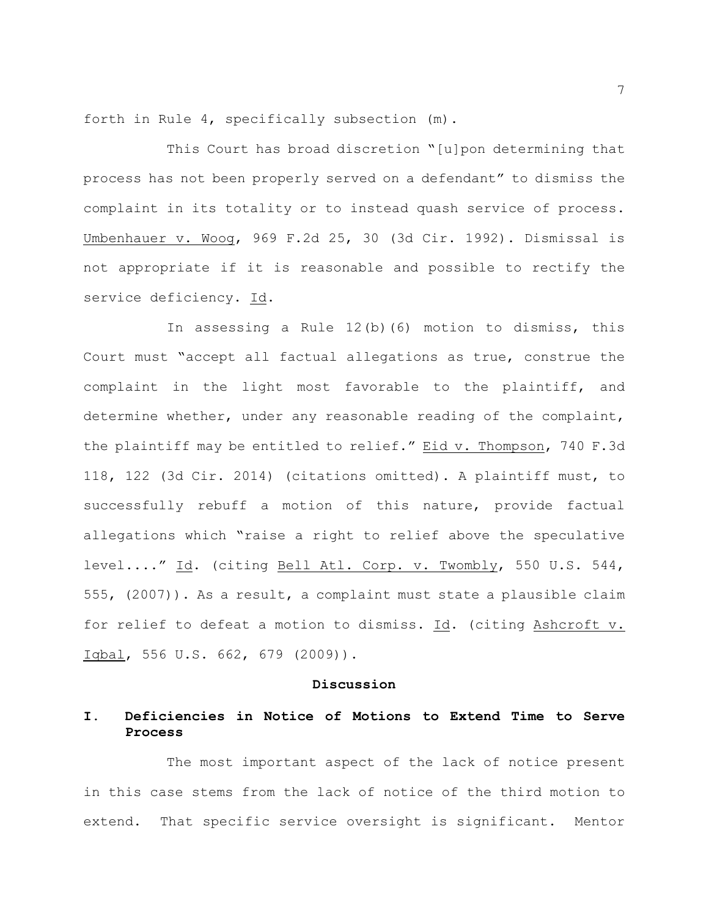forth in Rule 4, specifically subsection (m).

This Court has broad discretion "[u]pon determining that process has not been properly served on a defendant" to dismiss the complaint in its totality or to instead quash service of process. Umbenhauer v. Woog, 969 F.2d 25, 30 (3d Cir. 1992). Dismissal is not appropriate if it is reasonable and possible to rectify the service deficiency. Id.

In assessing a Rule 12(b)(6) motion to dismiss, this Court must "accept all factual allegations as true, construe the complaint in the light most favorable to the plaintiff, and determine whether, under any reasonable reading of the complaint, the plaintiff may be entitled to relief." Eid v. Thompson, 740 F.3d 118, 122 (3d Cir. 2014) (citations omitted). A plaintiff must, to successfully rebuff a motion of this nature, provide factual allegations which "raise a right to relief above the speculative level...." Id. (citing Bell Atl. Corp. v. Twombly, 550 U.S. 544, 555, (2007)). As a result, a complaint must state a plausible claim for relief to defeat a motion to dismiss. Id. (citing Ashcroft v. Iqbal, 556 U.S. 662, 679 (2009)).

**Discussion**

## I. Deficiencies in Notice of Motions to Extend Time to Serve Process

The most important aspect of the lack of notice present in this case stems from the lack of notice of the third motion to extend. That specific service oversight is significant. Mentor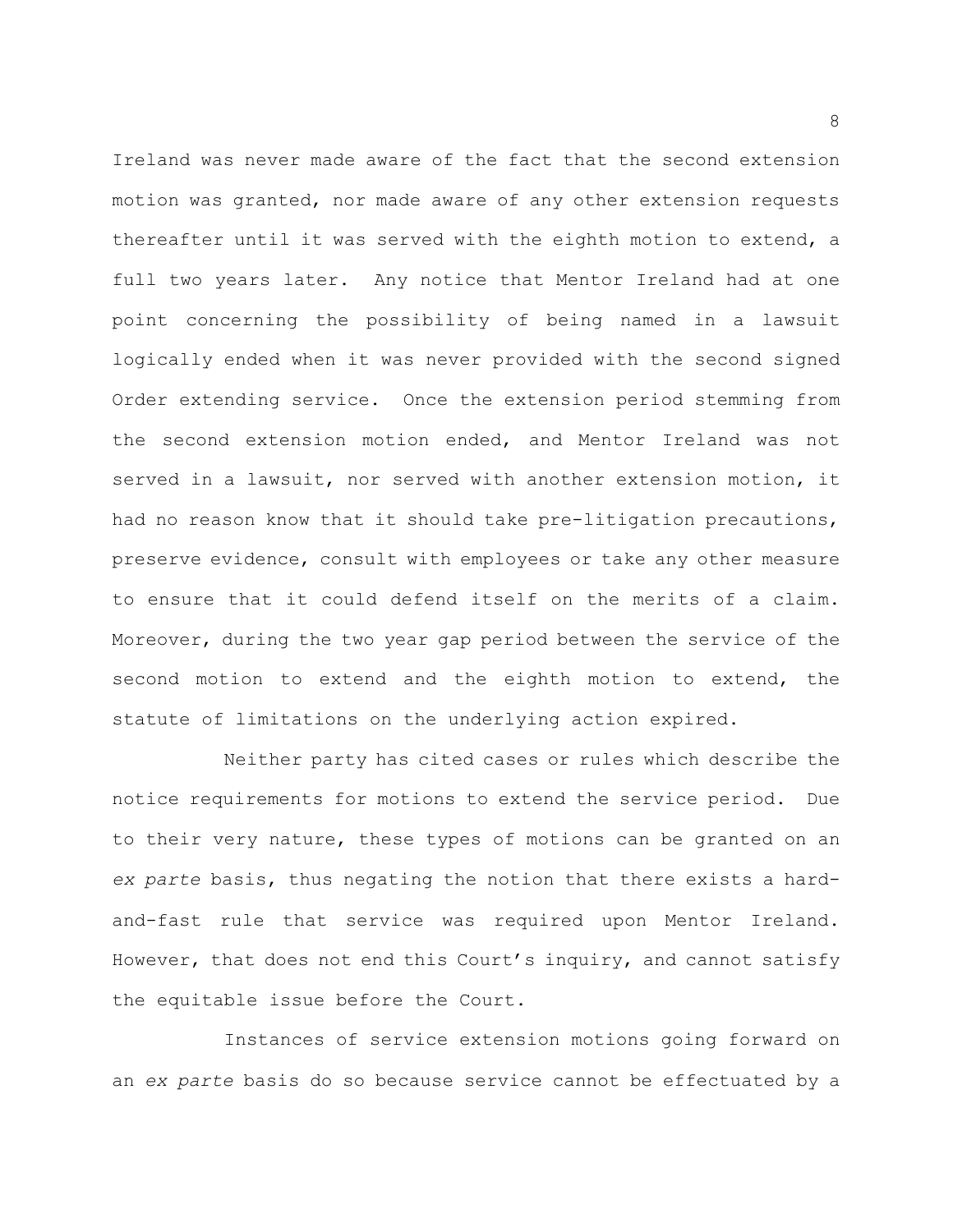Ireland was never made aware of the fact that the second extension motion was granted, nor made aware of any other extension requests thereafter until it was served with the eighth motion to extend, a full two years later. Any notice that Mentor Ireland had at one point concerning the possibility of being named in a lawsuit logically ended when it was never provided with the second signed Order extending service. Once the extension period stemming from the second extension motion ended, and Mentor Ireland was not served in a lawsuit, nor served with another extension motion, it had no reason know that it should take pre-litigation precautions, preserve evidence, consult with employees or take any other measure to ensure that it could defend itself on the merits of a claim. Moreover, during the two year gap period between the service of the second motion to extend and the eighth motion to extend, the statute of limitations on the underlying action expired.

Neither party has cited cases or rules which describe the notice requirements for motions to extend the service period. Due to their very nature, these types of motions can be granted on an *ex parte* basis, thus negating the notion that there exists a hard-and-fast rule that service was required upon Mentor Ireland. However, that does not end this Court's inquiry, and cannot satisfy the equitable issue before the Court.

Instances of service extension motions going forward on an *ex parte* basis do so because service cannot be effectuated by a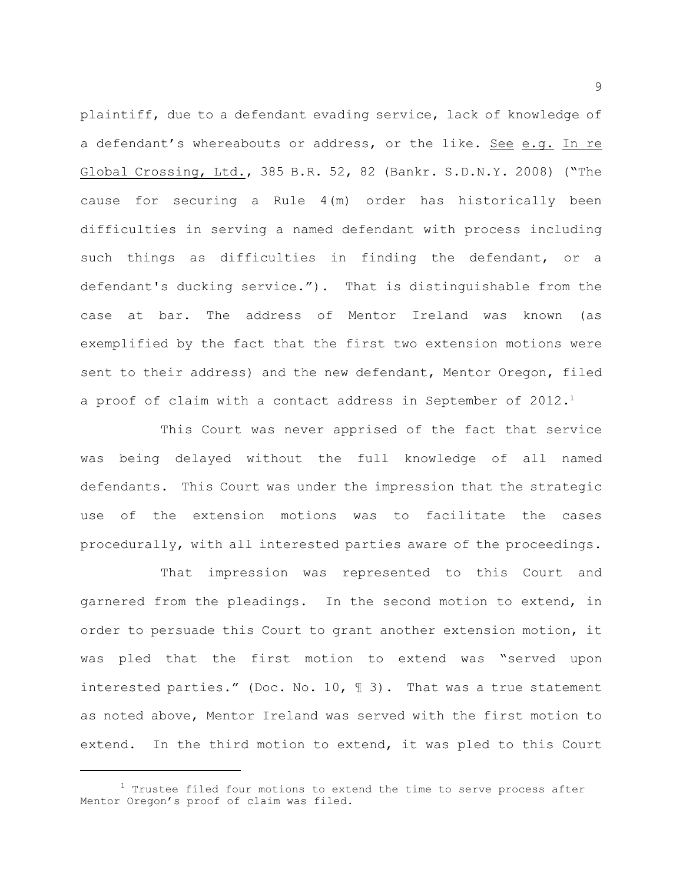plaintiff, due to a defendant evading service, lack of knowledge of a defendant's whereabouts or address, or the like. See e.g. In re Global Crossing, Ltd., 385 B.R. 52, 82 (Bankr. S.D.N.Y. 2008) ("The cause for securing a Rule 4(m) order has historically been difficulties in serving a named defendant with process including such things as difficulties in finding the defendant, or a defendant's ducking service."). That is distinguishable from the case at bar. The address of Mentor Ireland was known (as exemplified by the fact that the first two extension motions were sent to their address) and the new defendant, Mentor Oregon, filed a proof of claim with a contact address in September of 2012.[1]

This Court was never apprised of the fact that service was being delayed without the full knowledge of all named defendants. This Court was under the impression that the strategic use of the extension motions was to facilitate the cases procedurally, with all interested parties aware of the proceedings.

That impression was represented to this Court and garnered from the pleadings. In the second motion to extend, in order to persuade this Court to grant another extension motion, it was pled that the first motion to extend was "served upon interested parties." (Doc. No. 10, ¶ 3). That was a true statement as noted above, Mentor Ireland was served with the first motion to extend. In the third motion to extend, it was pled to this Court

[1] Trustee filed four motions to extend the time to serve process after Mentor Oregon's proof of claim was filed.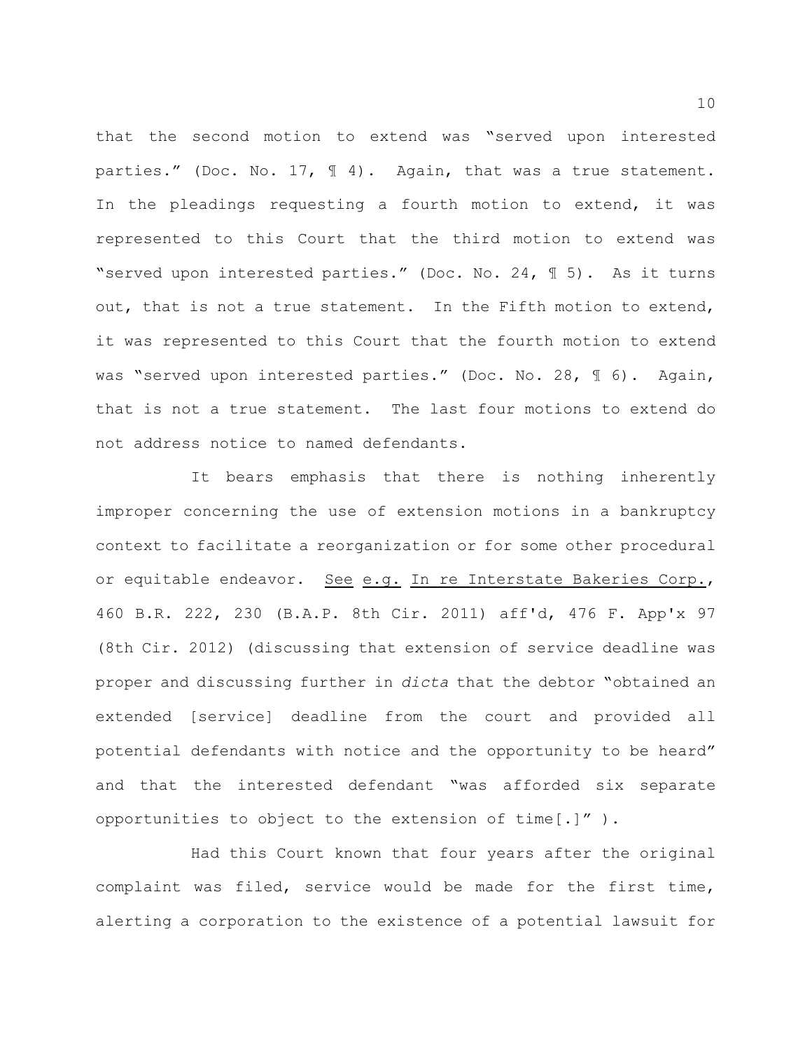that the second motion to extend was "served upon interested parties." (Doc. No. 17, ¶ 4). Again, that was a true statement. In the pleadings requesting a fourth motion to extend, it was represented to this Court that the third motion to extend was "served upon interested parties." (Doc. No. 24, ¶ 5). As it turns out, that is not a true statement. In the Fifth motion to extend, it was represented to this Court that the fourth motion to extend was "served upon interested parties." (Doc. No. 28, ¶ 6). Again, that is not a true statement. The last four motions to extend do not address notice to named defendants.

It bears emphasis that there is nothing inherently improper concerning the use of extension motions in a bankruptcy context to facilitate a reorganization or for some other procedural or equitable endeavor. See e.g. In re Interstate Bakeries Corp., 460 B.R. 222, 230 (B.A.P. 8th Cir. 2011) aff'd, 476 F. App'x 97 (8th Cir. 2012) (discussing that extension of service deadline was proper and discussing further in *dicta* that the debtor "obtained an extended [service] deadline from the court and provided all potential defendants with notice and the opportunity to be heard" and that the interested defendant "was afforded six separate opportunities to object to the extension of time[.]" ).

Had this Court known that four years after the original complaint was filed, service would be made for the first time, alerting a corporation to the existence of a potential lawsuit for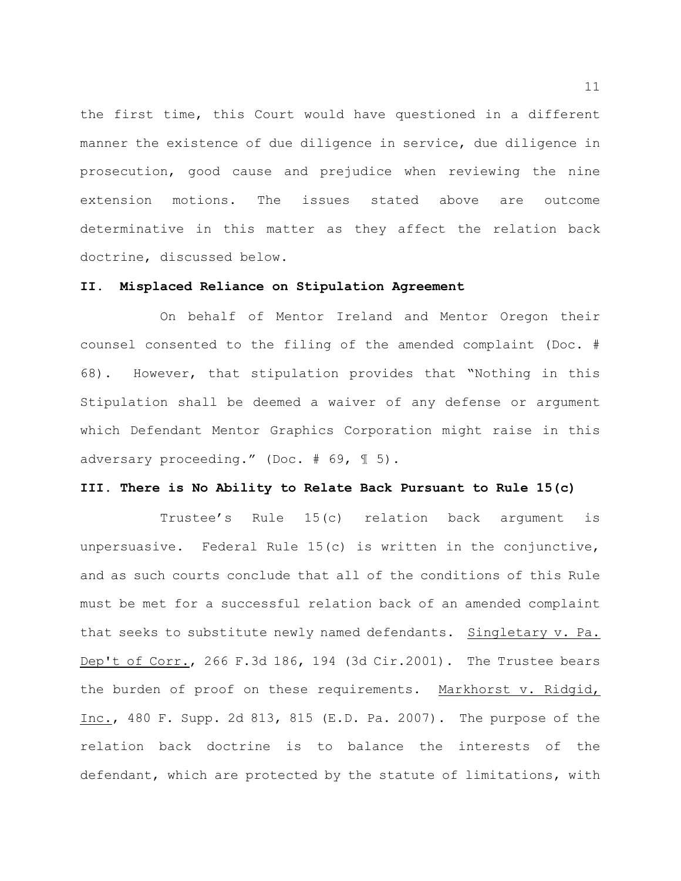the first time, this Court would have questioned in a different manner the existence of due diligence in service, due diligence in prosecution, good cause and prejudice when reviewing the nine extension motions. The issues stated above are outcome determinative in this matter as they affect the relation back doctrine, discussed below.

**II. Misplaced Reliance on Stipulation Agreement**

On behalf of Mentor Ireland and Mentor Oregon their counsel consented to the filing of the amended complaint (Doc. # 68). However, that stipulation provides that "Nothing in this Stipulation shall be deemed a waiver of any defense or argument which Defendant Mentor Graphics Corporation might raise in this adversary proceeding." (Doc. # 69, ¶ 5).

**III. There is No Ability to Relate Back Pursuant to Rule 15(c)**

Trustee's Rule 15(c) relation back argument is unpersuasive. Federal Rule 15(c) is written in the conjunctive, and as such courts conclude that all of the conditions of this Rule must be met for a successful relation back of an amended complaint that seeks to substitute newly named defendants. Singletary v. Pa. Dep't of Corr., 266 F.3d 186, 194 (3d Cir.2001). The Trustee bears the burden of proof on these requirements. Markhorst v. Ridgid, Inc., 480 F. Supp. 2d 813, 815 (E.D. Pa. 2007). The purpose of the relation back doctrine is to balance the interests of the defendant, which are protected by the statute of limitations, with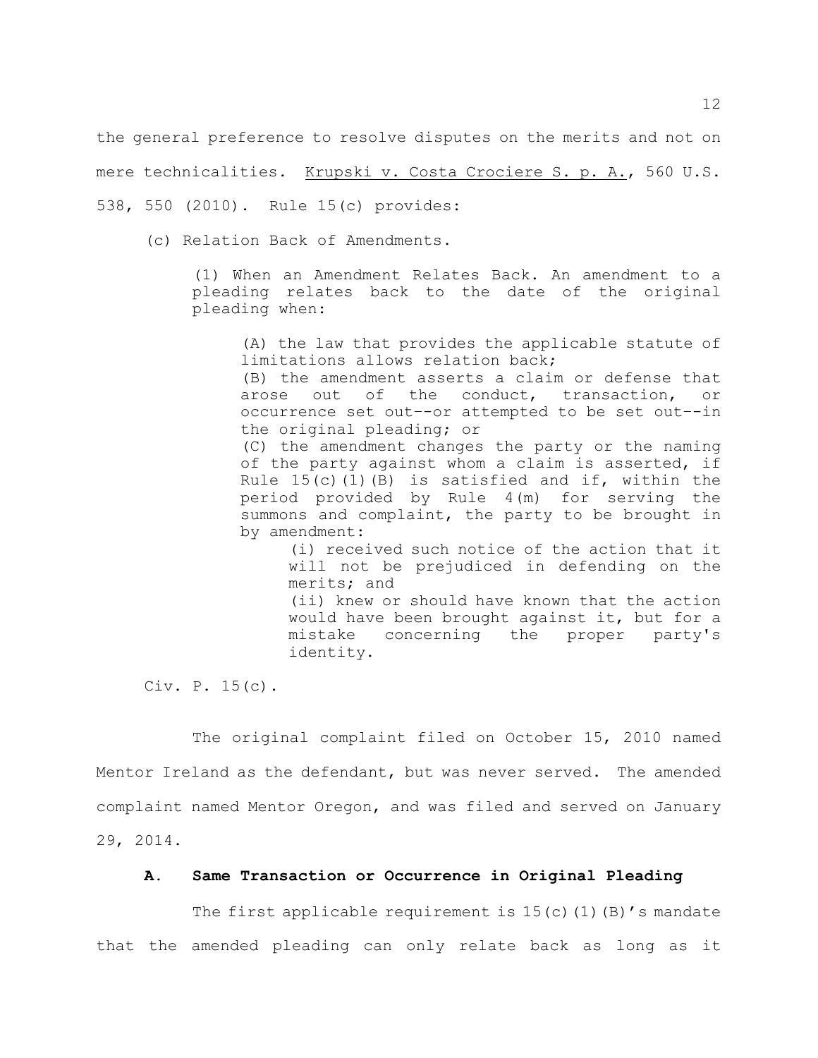the general preference to resolve disputes on the merits and not on mere technicalities. Krupski v. Costa Crociere S. p. A., 560 U.S. 538, 550 (2010). Rule 15(c) provides:

> (c) Relation Back of Amendments.
>
> > (1) When an Amendment Relates Back. An amendment to a pleading relates back to the date of the original pleading when:
> >
> > > (A) the law that provides the applicable statute of limitations allows relation back;
> > > (B) the amendment asserts a claim or defense that arose out of the conduct, transaction, or occurrence set out--or attempted to be set out--in the original pleading; or
> > > (C) the amendment changes the party or the naming of the party against whom a claim is asserted, if Rule 15(c)(1)(B) is satisfied and if, within the period provided by Rule 4(m) for serving the summons and complaint, the party to be brought in by amendment:
> > >
> > > > (i) received such notice of the action that it will not be prejudiced in defending on the merits; and
> > > > (ii) knew or should have known that the action would have been brought against it, but for a mistake concerning the proper party's identity.
>
> Civ. P. 15(c).

The original complaint filed on October 15, 2010 named Mentor Ireland as the defendant, but was never served. The amended complaint named Mentor Oregon, and was filed and served on January 29, 2014.

**A. Same Transaction or Occurrence in Original Pleading**

The first applicable requirement is 15(c)(1)(B)'s mandate that the amended pleading can only relate back as long as it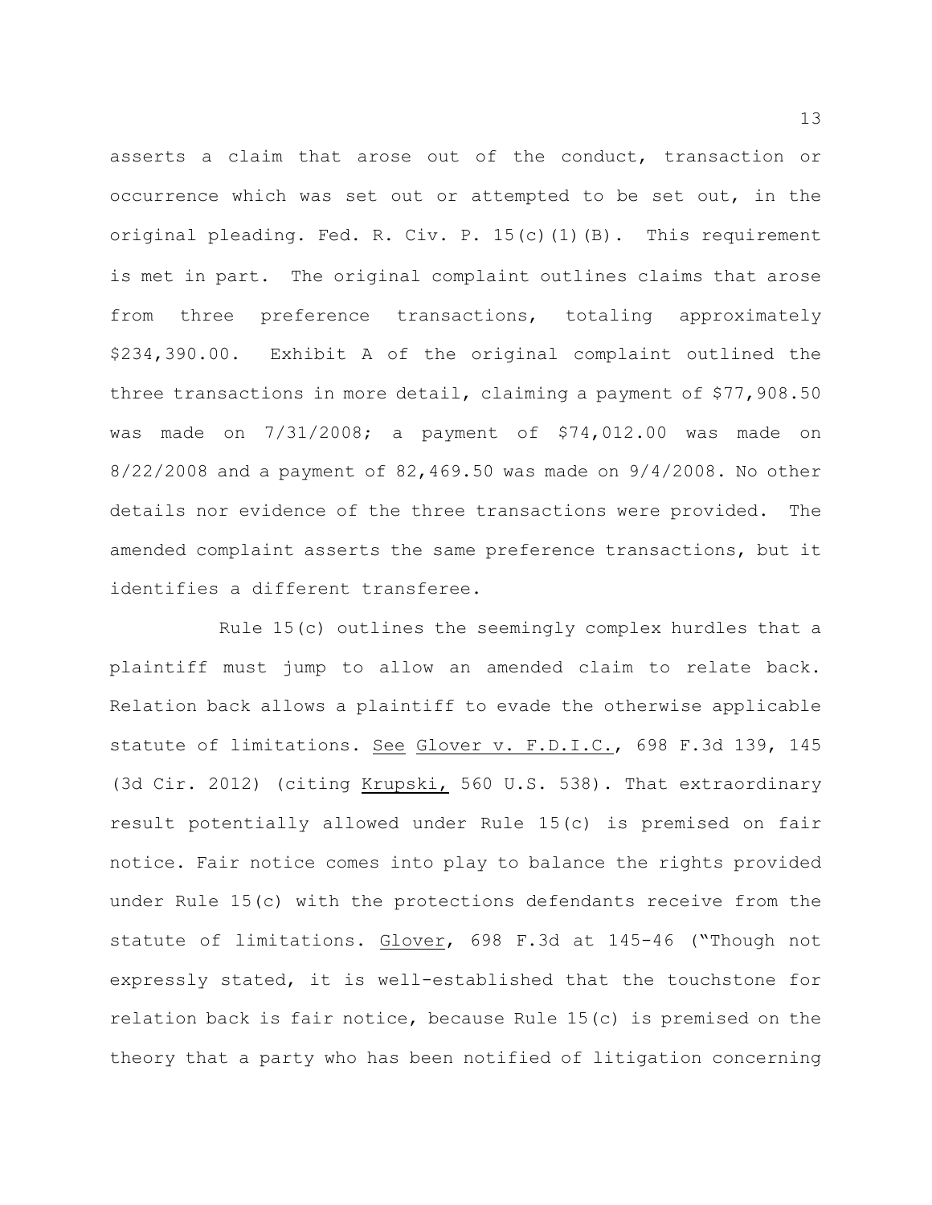asserts a claim that arose out of the conduct, transaction or occurrence which was set out or attempted to be set out, in the original pleading. Fed. R. Civ. P. 15(c)(1)(B). This requirement is met in part. The original complaint outlines claims that arose from three preference transactions, totaling approximately $234,390.00. Exhibit A of the original complaint outlined the three transactions in more detail, claiming a payment of $77,908.50 was made on 7/31/2008; a payment of $74,012.00 was made on 8/22/2008 and a payment of 82,469.50 was made on 9/4/2008. No other details nor evidence of the three transactions were provided. The amended complaint asserts the same preference transactions, but it identifies a different transferee.

Rule 15(c) outlines the seemingly complex hurdles that a plaintiff must jump to allow an amended claim to relate back. Relation back allows a plaintiff to evade the otherwise applicable statute of limitations. See Glover v. F.D.I.C., 698 F.3d 139, 145 (3d Cir. 2012) (citing Krupski, 560 U.S. 538). That extraordinary result potentially allowed under Rule 15(c) is premised on fair notice. Fair notice comes into play to balance the rights provided under Rule 15(c) with the protections defendants receive from the statute of limitations. Glover, 698 F.3d at 145-46 ("Though not expressly stated, it is well-established that the touchstone for relation back is fair notice, because Rule 15(c) is premised on the theory that a party who has been notified of litigation concerning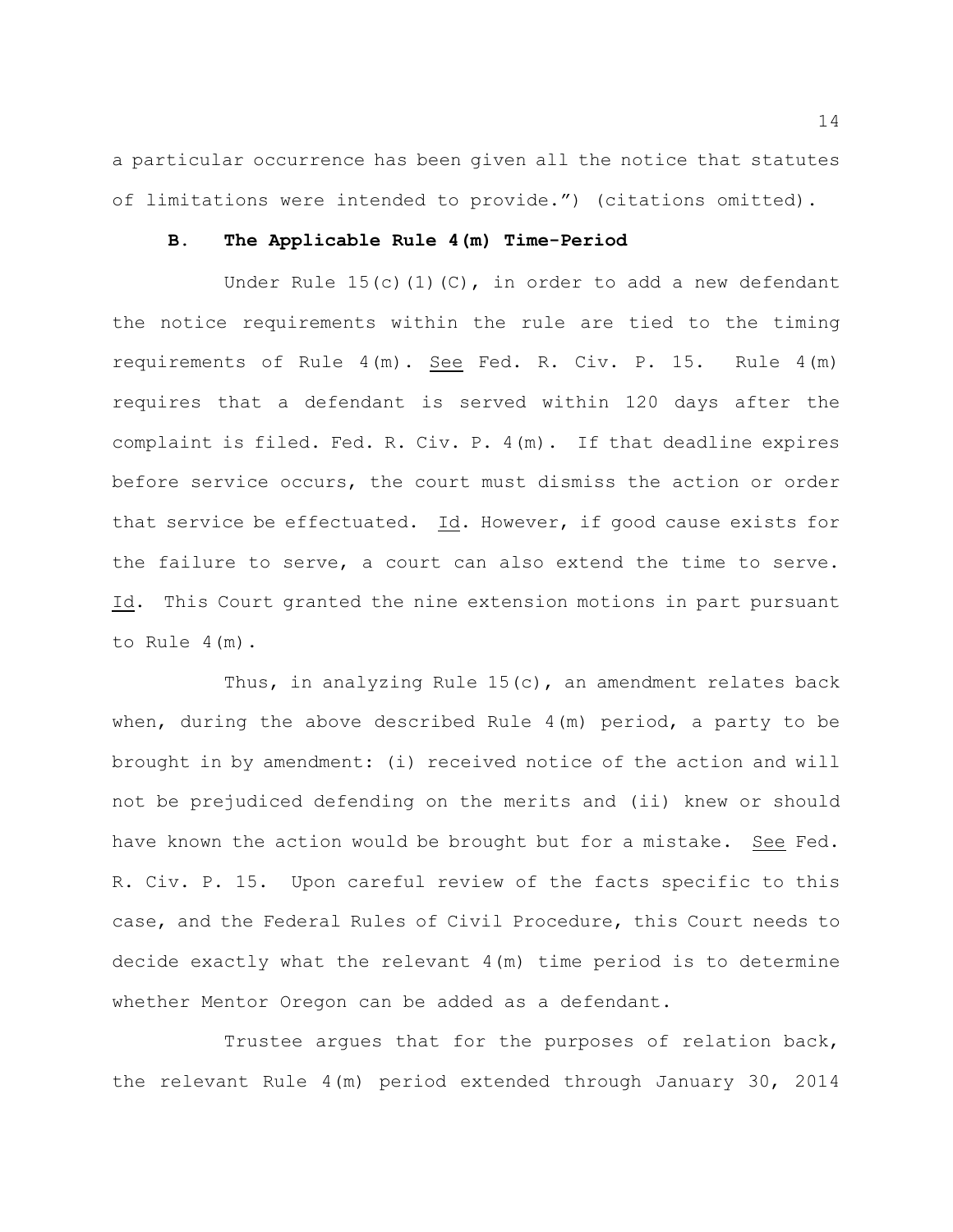a particular occurrence has been given all the notice that statutes of limitations were intended to provide.") (citations omitted).

### B. The Applicable Rule 4(m) Time-Period

Under Rule 15(c)(1)(C), in order to add a new defendant the notice requirements within the rule are tied to the timing requirements of Rule 4(m). See Fed. R. Civ. P. 15. Rule 4(m) requires that a defendant is served within 120 days after the complaint is filed. Fed. R. Civ. P. 4(m). If that deadline expires before service occurs, the court must dismiss the action or order that service be effectuated. Id. However, if good cause exists for the failure to serve, a court can also extend the time to serve. Id. This Court granted the nine extension motions in part pursuant to Rule 4(m).

Thus, in analyzing Rule 15(c), an amendment relates back when, during the above described Rule 4(m) period, a party to be brought in by amendment: (i) received notice of the action and will not be prejudiced defending on the merits and (ii) knew or should have known the action would be brought but for a mistake. See Fed. R. Civ. P. 15. Upon careful review of the facts specific to this case, and the Federal Rules of Civil Procedure, this Court needs to decide exactly what the relevant 4(m) time period is to determine whether Mentor Oregon can be added as a defendant.

Trustee argues that for the purposes of relation back, the relevant Rule 4(m) period extended through January 30, 2014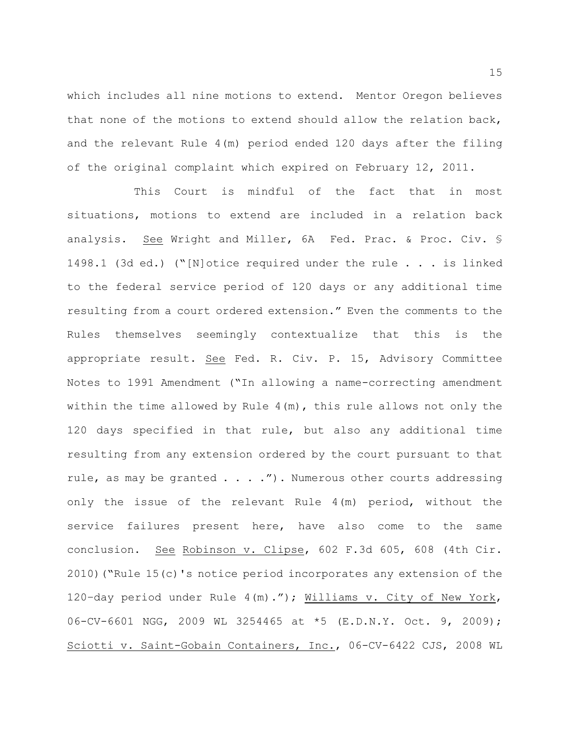which includes all nine motions to extend. Mentor Oregon believes that none of the motions to extend should allow the relation back, and the relevant Rule 4(m) period ended 120 days after the filing of the original complaint which expired on February 12, 2011.

This Court is mindful of the fact that in most situations, motions to extend are included in a relation back analysis. See Wright and Miller, 6A Fed. Prac. & Proc. Civ. § 1498.1 (3d ed.) ("[N]otice required under the rule . . . is linked to the federal service period of 120 days or any additional time resulting from a court ordered extension." Even the comments to the Rules themselves seemingly contextualize that this is the appropriate result. See Fed. R. Civ. P. 15, Advisory Committee Notes to 1991 Amendment ("In allowing a name-correcting amendment within the time allowed by Rule 4(m), this rule allows not only the 120 days specified in that rule, but also any additional time resulting from any extension ordered by the court pursuant to that rule, as may be granted . . . ."). Numerous other courts addressing only the issue of the relevant Rule 4(m) period, without the service failures present here, have also come to the same conclusion. See Robinson v. Clipse, 602 F.3d 605, 608 (4th Cir. 2010)("Rule 15(c)'s notice period incorporates any extension of the 120–day period under Rule 4(m)."); Williams v. City of New York, 06-CV-6601 NGG, 2009 WL 3254465 at *5 (E.D.N.Y. Oct. 9, 2009); Sciotti v. Saint-Gobain Containers, Inc., 06-CV-6422 CJS, 2008 WL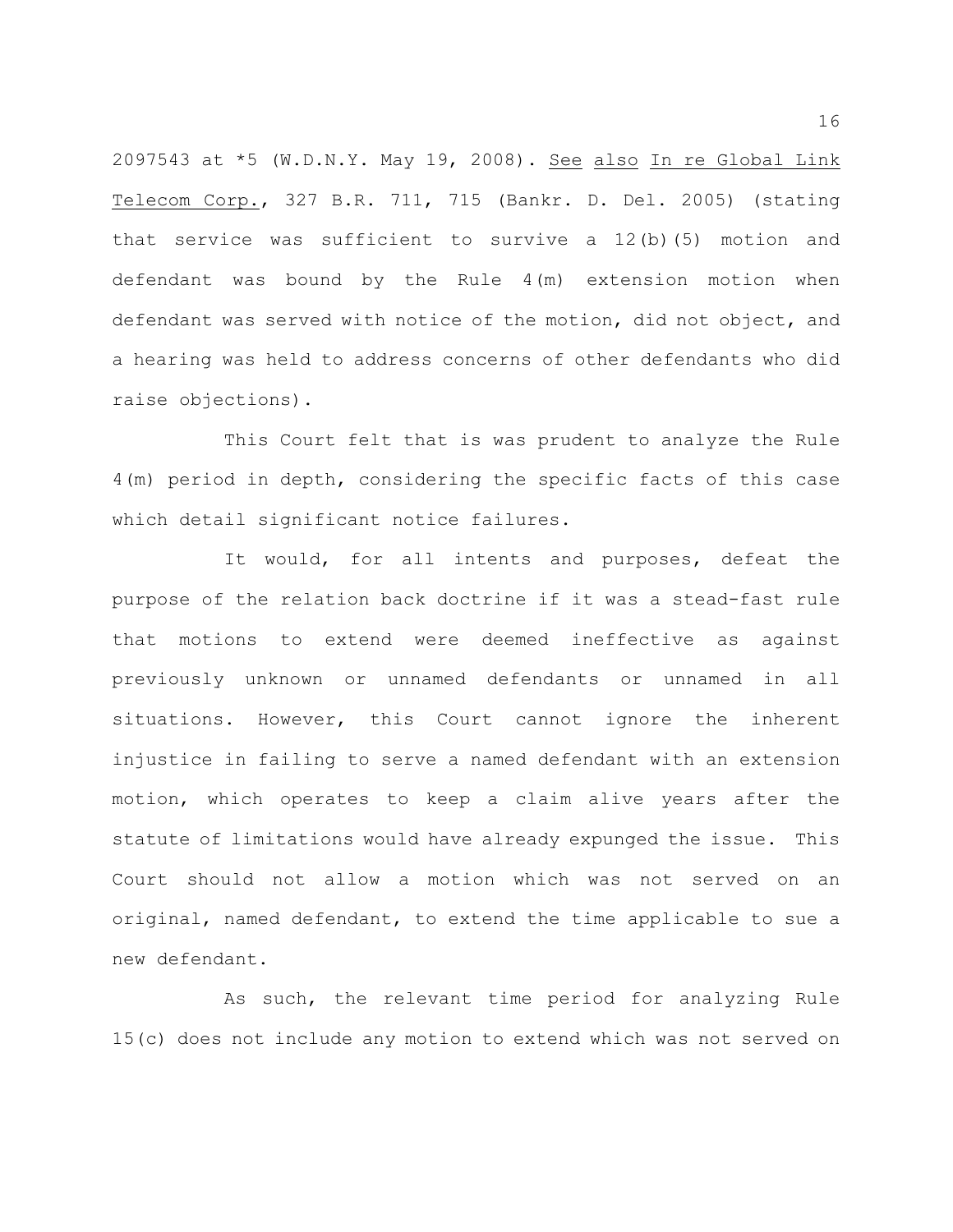2097543 at *5 (W.D.N.Y. May 19, 2008). _See also In re Global Link Telecom Corp._, 327 B.R. 711, 715 (Bankr. D. Del. 2005) (stating that service was sufficient to survive a 12(b)(5) motion and defendant was bound by the Rule 4(m) extension motion when defendant was served with notice of the motion, did not object, and a hearing was held to address concerns of other defendants who did raise objections).

This Court felt that is was prudent to analyze the Rule 4(m) period in depth, considering the specific facts of this case which detail significant notice failures.

It would, for all intents and purposes, defeat the purpose of the relation back doctrine if it was a stead-fast rule that motions to extend were deemed ineffective as against previously unknown or unnamed defendants or unnamed in all situations. However, this Court cannot ignore the inherent injustice in failing to serve a named defendant with an extension motion, which operates to keep a claim alive years after the statute of limitations would have already expunged the issue. This Court should not allow a motion which was not served on an original, named defendant, to extend the time applicable to sue a new defendant.

As such, the relevant time period for analyzing Rule 15(c) does not include any motion to extend which was not served on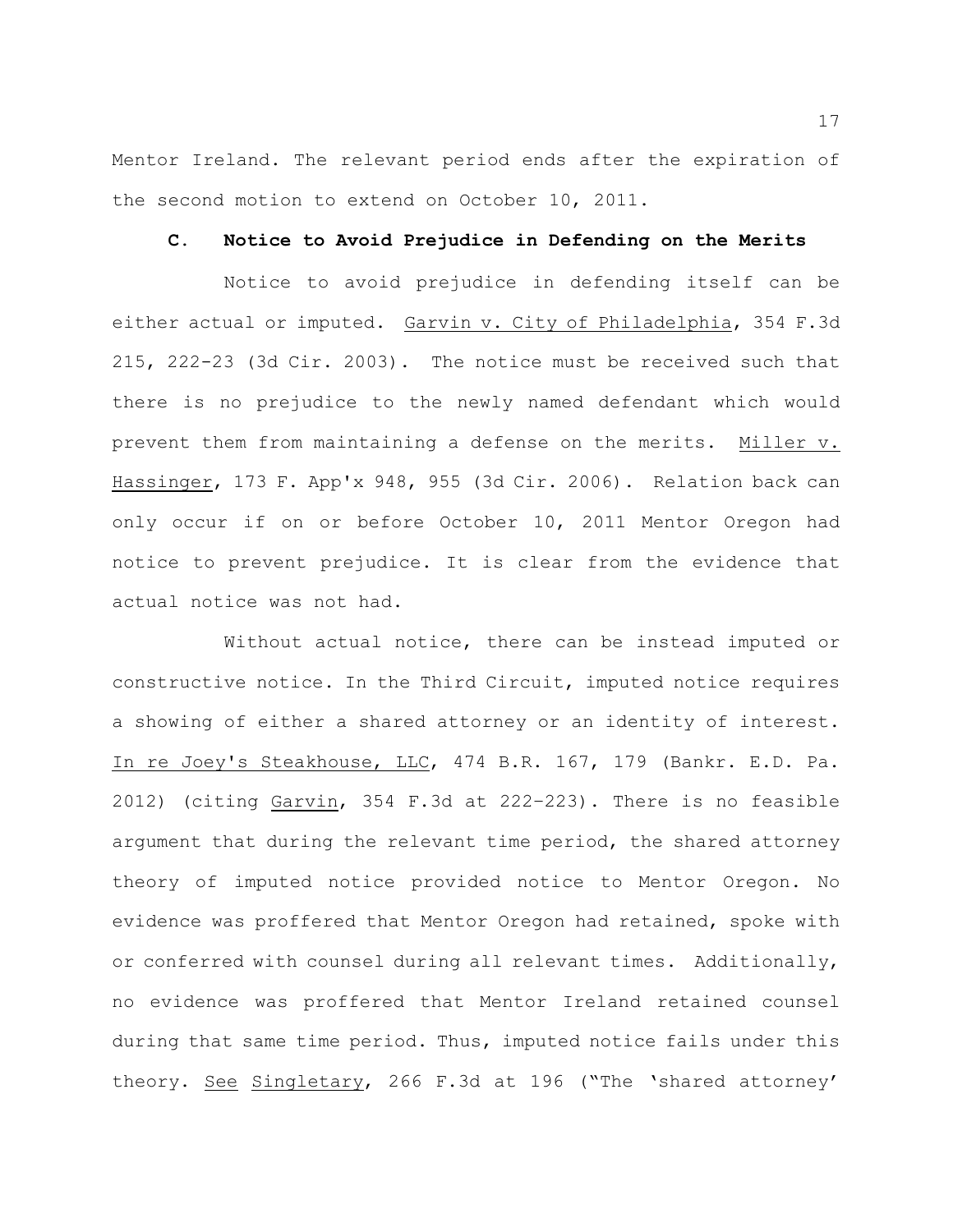Mentor Ireland. The relevant period ends after the expiration of the second motion to extend on October 10, 2011.

### C. Notice to Avoid Prejudice in Defending on the Merits

Notice to avoid prejudice in defending itself can be either actual or imputed. Garvin v. City of Philadelphia, 354 F.3d 215, 222-23 (3d Cir. 2003). The notice must be received such that there is no prejudice to the newly named defendant which would prevent them from maintaining a defense on the merits. Miller v. Hassinger, 173 F. App'x 948, 955 (3d Cir. 2006). Relation back can only occur if on or before October 10, 2011 Mentor Oregon had notice to prevent prejudice. It is clear from the evidence that actual notice was not had.

Without actual notice, there can be instead imputed or constructive notice. In the Third Circuit, imputed notice requires a showing of either a shared attorney or an identity of interest. In re Joey's Steakhouse, LLC, 474 B.R. 167, 179 (Bankr. E.D. Pa. 2012) (citing Garvin, 354 F.3d at 222–223). There is no feasible argument that during the relevant time period, the shared attorney theory of imputed notice provided notice to Mentor Oregon. No evidence was proffered that Mentor Oregon had retained, spoke with or conferred with counsel during all relevant times. Additionally, no evidence was proffered that Mentor Ireland retained counsel during that same time period. Thus, imputed notice fails under this theory. See Singletary, 266 F.3d at 196 ("The 'shared attorney'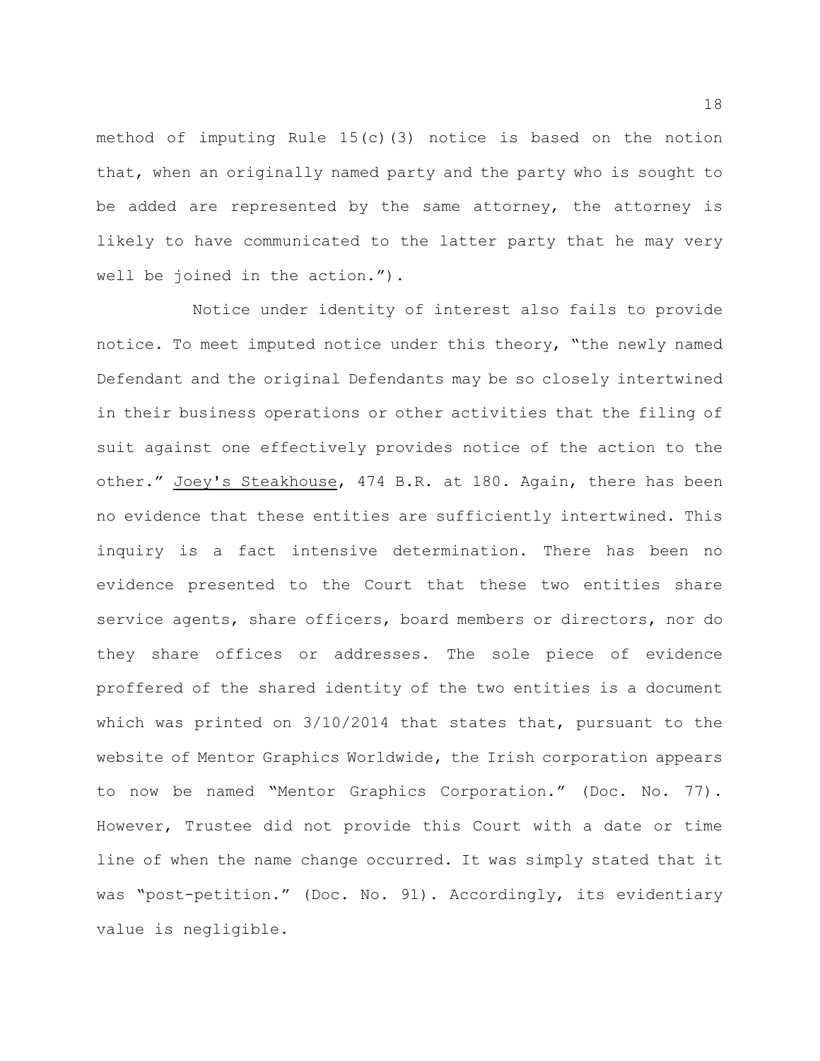method of imputing Rule 15(c)(3) notice is based on the notion that, when an originally named party and the party who is sought to be added are represented by the same attorney, the attorney is likely to have communicated to the latter party that he may very well be joined in the action.").

Notice under identity of interest also fails to provide notice. To meet imputed notice under this theory, "the newly named Defendant and the original Defendants may be so closely intertwined in their business operations or other activities that the filing of suit against one effectively provides notice of the action to the other." Joey's Steakhouse, 474 B.R. at 180. Again, there has been no evidence that these entities are sufficiently intertwined. This inquiry is a fact intensive determination. There has been no evidence presented to the Court that these two entities share service agents, share officers, board members or directors, nor do they share offices or addresses. The sole piece of evidence proffered of the shared identity of the two entities is a document which was printed on 3/10/2014 that states that, pursuant to the website of Mentor Graphics Worldwide, the Irish corporation appears to now be named "Mentor Graphics Corporation." (Doc. No. 77). However, Trustee did not provide this Court with a date or time line of when the name change occurred. It was simply stated that it was "post-petition." (Doc. No. 91). Accordingly, its evidentiary value is negligible.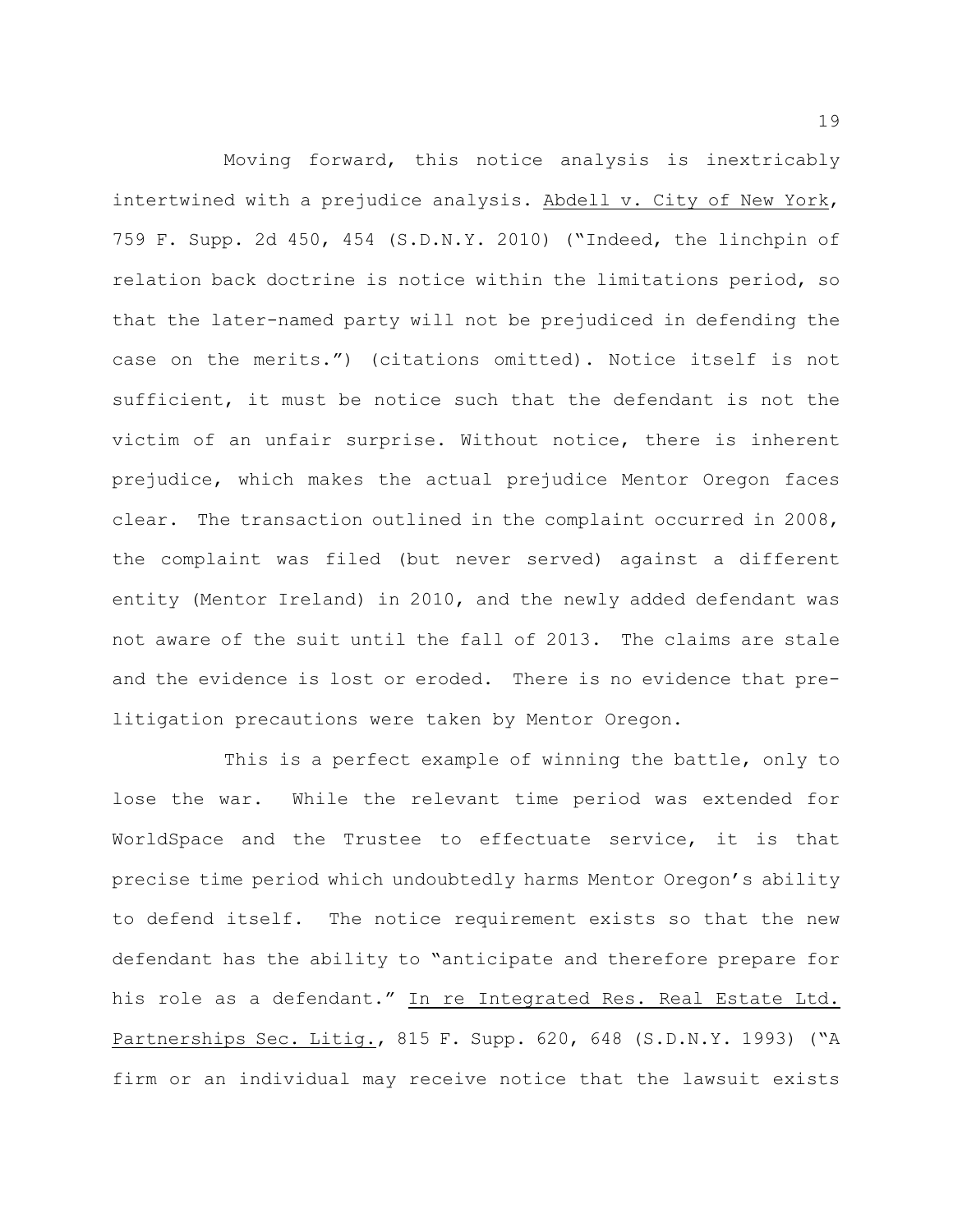Moving forward, this notice analysis is inextricably intertwined with a prejudice analysis. Abdell v. City of New York, 759 F. Supp. 2d 450, 454 (S.D.N.Y. 2010) ("Indeed, the linchpin of relation back doctrine is notice within the limitations period, so that the later-named party will not be prejudiced in defending the case on the merits.") (citations omitted). Notice itself is not sufficient, it must be notice such that the defendant is not the victim of an unfair surprise. Without notice, there is inherent prejudice, which makes the actual prejudice Mentor Oregon faces clear. The transaction outlined in the complaint occurred in 2008, the complaint was filed (but never served) against a different entity (Mentor Ireland) in 2010, and the newly added defendant was not aware of the suit until the fall of 2013. The claims are stale and the evidence is lost or eroded. There is no evidence that pre-litigation precautions were taken by Mentor Oregon.

This is a perfect example of winning the battle, only to lose the war. While the relevant time period was extended for WorldSpace and the Trustee to effectuate service, it is that precise time period which undoubtedly harms Mentor Oregon's ability to defend itself. The notice requirement exists so that the new defendant has the ability to "anticipate and therefore prepare for his role as a defendant." In re Integrated Res. Real Estate Ltd. Partnerships Sec. Litig., 815 F. Supp. 620, 648 (S.D.N.Y. 1993) ("A firm or an individual may receive notice that the lawsuit exists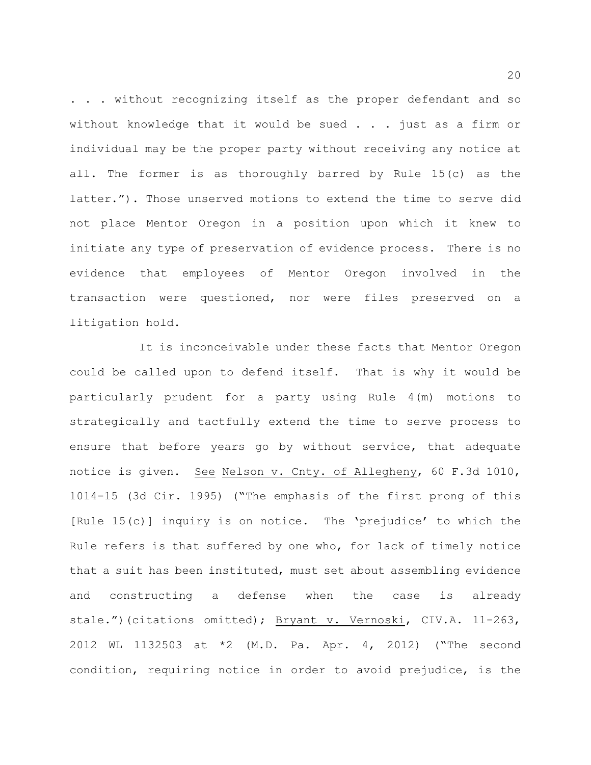. . . without recognizing itself as the proper defendant and so without knowledge that it would be sued . . . just as a firm or individual may be the proper party without receiving any notice at all. The former is as thoroughly barred by Rule 15(c) as the latter."). Those unserved motions to extend the time to serve did not place Mentor Oregon in a position upon which it knew to initiate any type of preservation of evidence process. There is no evidence that employees of Mentor Oregon involved in the transaction were questioned, nor were files preserved on a litigation hold.

It is inconceivable under these facts that Mentor Oregon could be called upon to defend itself. That is why it would be particularly prudent for a party using Rule 4(m) motions to strategically and tactfully extend the time to serve process to ensure that before years go by without service, that adequate notice is given. See Nelson v. Cnty. of Allegheny, 60 F.3d 1010, 1014-15 (3d Cir. 1995) ("The emphasis of the first prong of this [Rule 15(c)] inquiry is on notice. The 'prejudice' to which the Rule refers is that suffered by one who, for lack of timely notice that a suit has been instituted, must set about assembling evidence and constructing a defense when the case is already stale.")(citations omitted); Bryant v. Vernoski, CIV.A. 11-263, 2012 WL 1132503 at *2 (M.D. Pa. Apr. 4, 2012) ("The second condition, requiring notice in order to avoid prejudice, is the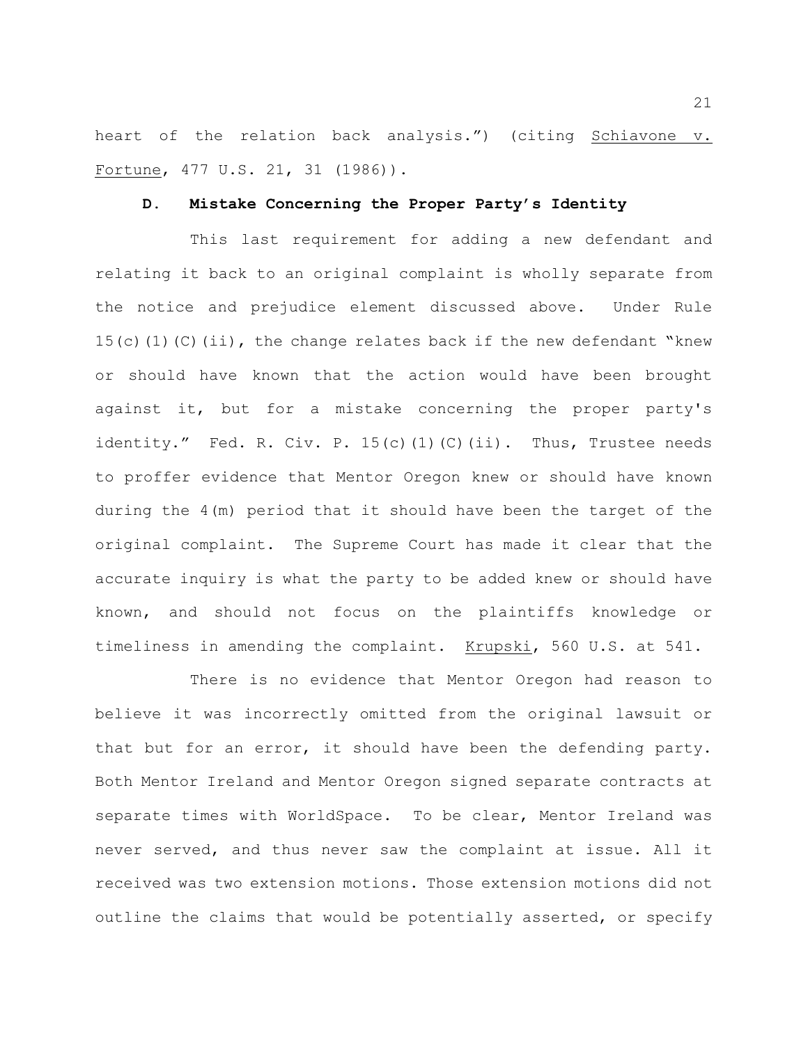heart of the relation back analysis.") (citing Schiavone v. Fortune, 477 U.S. 21, 31 (1986)).

### D. Mistake Concerning the Proper Party's Identity

This last requirement for adding a new defendant and relating it back to an original complaint is wholly separate from the notice and prejudice element discussed above. Under Rule 15(c)(1)(C)(ii), the change relates back if the new defendant "knew or should have known that the action would have been brought against it, but for a mistake concerning the proper party's identity." Fed. R. Civ. P. 15(c)(1)(C)(ii). Thus, Trustee needs to proffer evidence that Mentor Oregon knew or should have known during the 4(m) period that it should have been the target of the original complaint. The Supreme Court has made it clear that the accurate inquiry is what the party to be added knew or should have known, and should not focus on the plaintiffs knowledge or timeliness in amending the complaint. Krupski, 560 U.S. at 541.

There is no evidence that Mentor Oregon had reason to believe it was incorrectly omitted from the original lawsuit or that but for an error, it should have been the defending party. Both Mentor Ireland and Mentor Oregon signed separate contracts at separate times with WorldSpace. To be clear, Mentor Ireland was never served, and thus never saw the complaint at issue. All it received was two extension motions. Those extension motions did not outline the claims that would be potentially asserted, or specify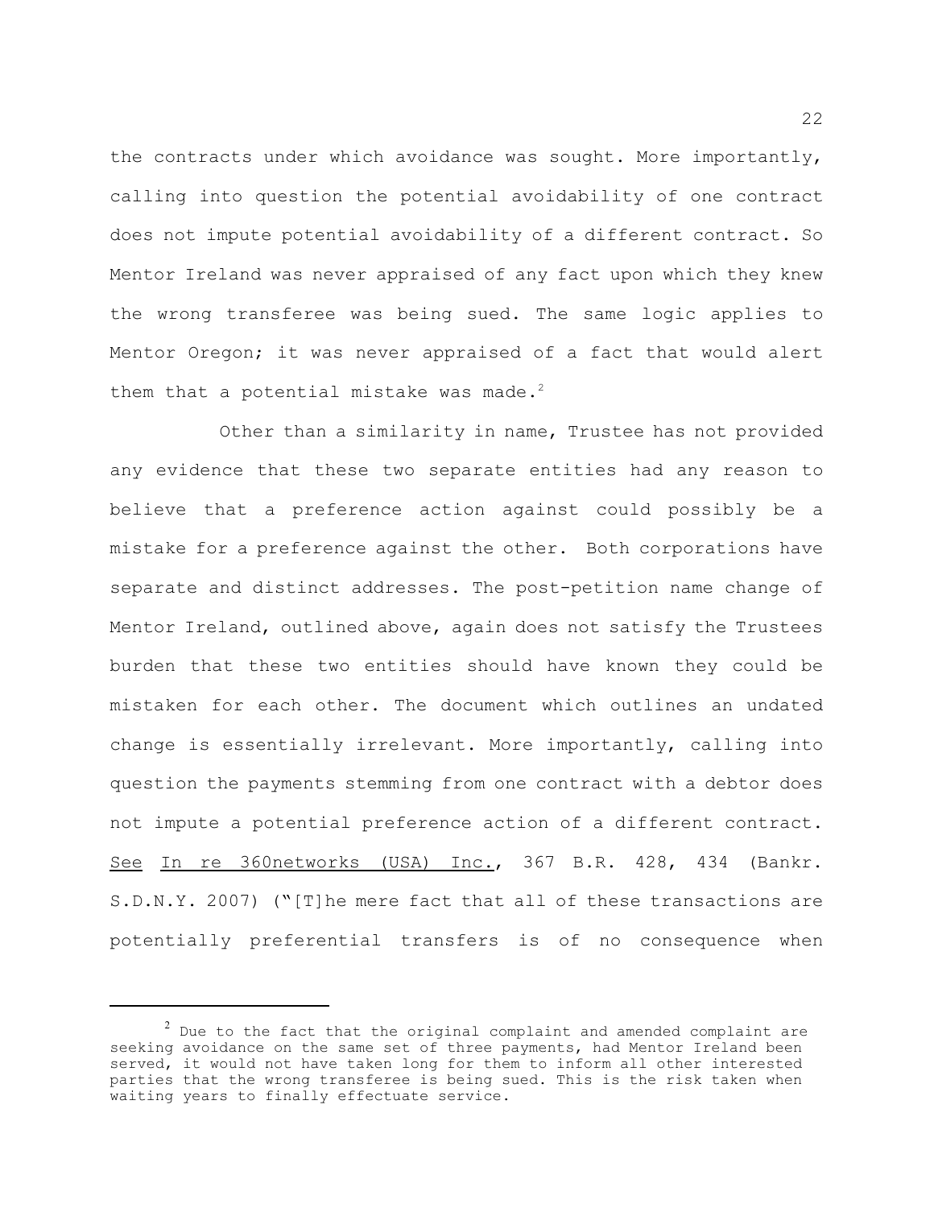the contracts under which avoidance was sought. More importantly, calling into question the potential avoidability of one contract does not impute potential avoidability of a different contract. So Mentor Ireland was never appraised of any fact upon which they knew the wrong transferee was being sued. The same logic applies to Mentor Oregon; it was never appraised of a fact that would alert them that a potential mistake was made.[2]

Other than a similarity in name, Trustee has not provided any evidence that these two separate entities had any reason to believe that a preference action against could possibly be a mistake for a preference against the other. Both corporations have separate and distinct addresses. The post-petition name change of Mentor Ireland, outlined above, again does not satisfy the Trustees burden that these two entities should have known they could be mistaken for each other. The document which outlines an undated change is essentially irrelevant. More importantly, calling into question the payments stemming from one contract with a debtor does not impute a potential preference action of a different contract. See In re 360networks (USA) Inc., 367 B.R. 428, 434 (Bankr. S.D.N.Y. 2007) ("[T]he mere fact that all of these transactions are potentially preferential transfers is of no consequence when

---

[2] Due to the fact that the original complaint and amended complaint are seeking avoidance on the same set of three payments, had Mentor Ireland been served, it would not have taken long for them to inform all other interested parties that the wrong transferee is being sued. This is the risk taken when waiting years to finally effectuate service.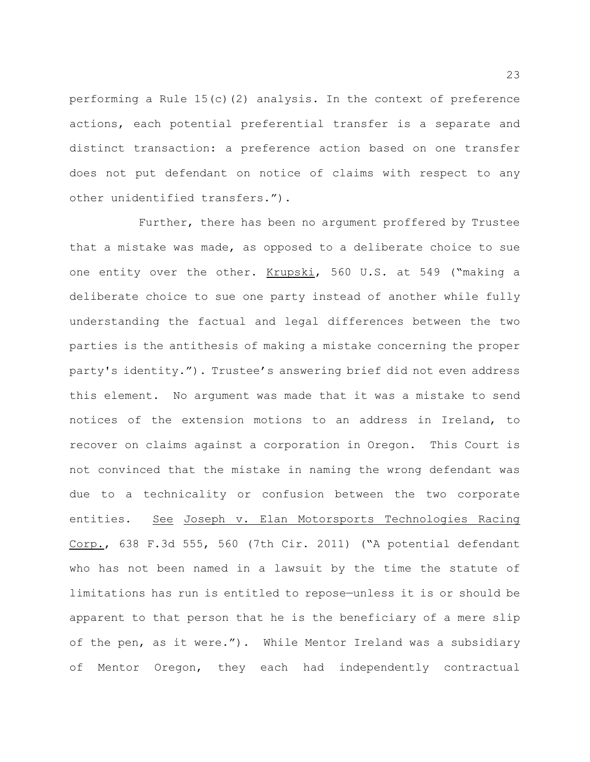performing a Rule 15(c)(2) analysis. In the context of preference actions, each potential preferential transfer is a separate and distinct transaction: a preference action based on one transfer does not put defendant on notice of claims with respect to any other unidentified transfers.").

Further, there has been no argument proffered by Trustee that a mistake was made, as opposed to a deliberate choice to sue one entity over the other. Krupski, 560 U.S. at 549 ("making a deliberate choice to sue one party instead of another while fully understanding the factual and legal differences between the two parties is the antithesis of making a mistake concerning the proper party's identity."). Trustee's answering brief did not even address this element. No argument was made that it was a mistake to send notices of the extension motions to an address in Ireland, to recover on claims against a corporation in Oregon. This Court is not convinced that the mistake in naming the wrong defendant was due to a technicality or confusion between the two corporate entities. See Joseph v. Elan Motorsports Technologies Racing Corp., 638 F.3d 555, 560 (7th Cir. 2011) ("A potential defendant who has not been named in a lawsuit by the time the statute of limitations has run is entitled to repose—unless it is or should be apparent to that person that he is the beneficiary of a mere slip of the pen, as it were."). While Mentor Ireland was a subsidiary of Mentor Oregon, they each had independently contractual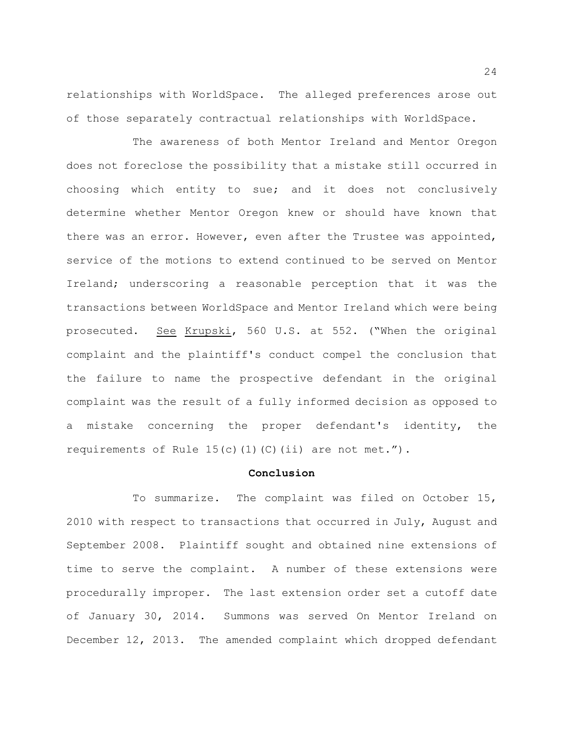relationships with WorldSpace. The alleged preferences arose out of those separately contractual relationships with WorldSpace.

The awareness of both Mentor Ireland and Mentor Oregon does not foreclose the possibility that a mistake still occurred in choosing which entity to sue; and it does not conclusively determine whether Mentor Oregon knew or should have known that there was an error. However, even after the Trustee was appointed, service of the motions to extend continued to be served on Mentor Ireland; underscoring a reasonable perception that it was the transactions between WorldSpace and Mentor Ireland which were being prosecuted. See Krupski, 560 U.S. at 552. ("When the original complaint and the plaintiff's conduct compel the conclusion that the failure to name the prospective defendant in the original complaint was the result of a fully informed decision as opposed to a mistake concerning the proper defendant's identity, the requirements of Rule 15(c)(1)(C)(ii) are not met.").

**Conclusion**

To summarize. The complaint was filed on October 15, 2010 with respect to transactions that occurred in July, August and September 2008. Plaintiff sought and obtained nine extensions of time to serve the complaint. A number of these extensions were procedurally improper. The last extension order set a cutoff date of January 30, 2014. Summons was served On Mentor Ireland on December 12, 2013. The amended complaint which dropped defendant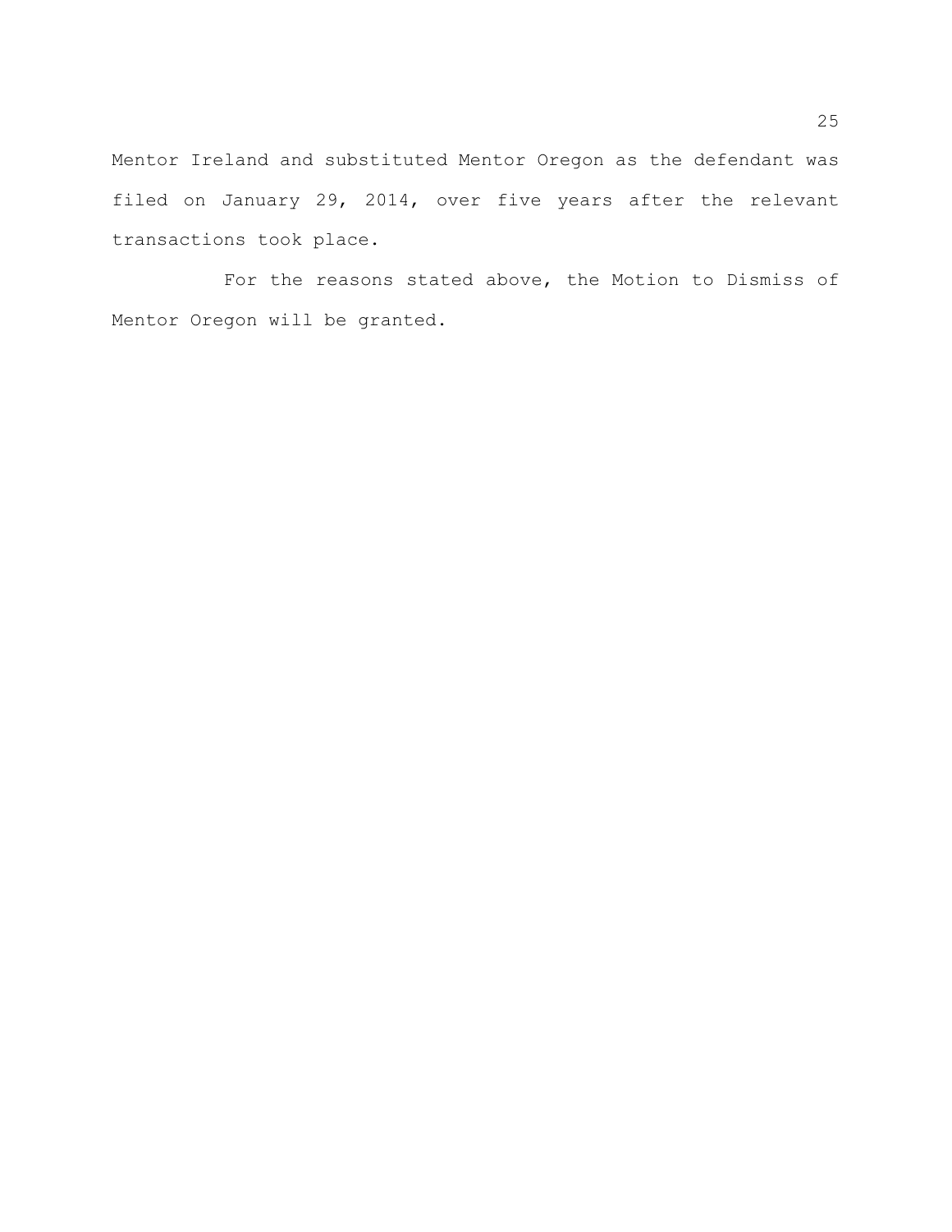Mentor Ireland and substituted Mentor Oregon as the defendant was filed on January 29, 2014, over five years after the relevant transactions took place.

For the reasons stated above, the Motion to Dismiss of Mentor Oregon will be granted.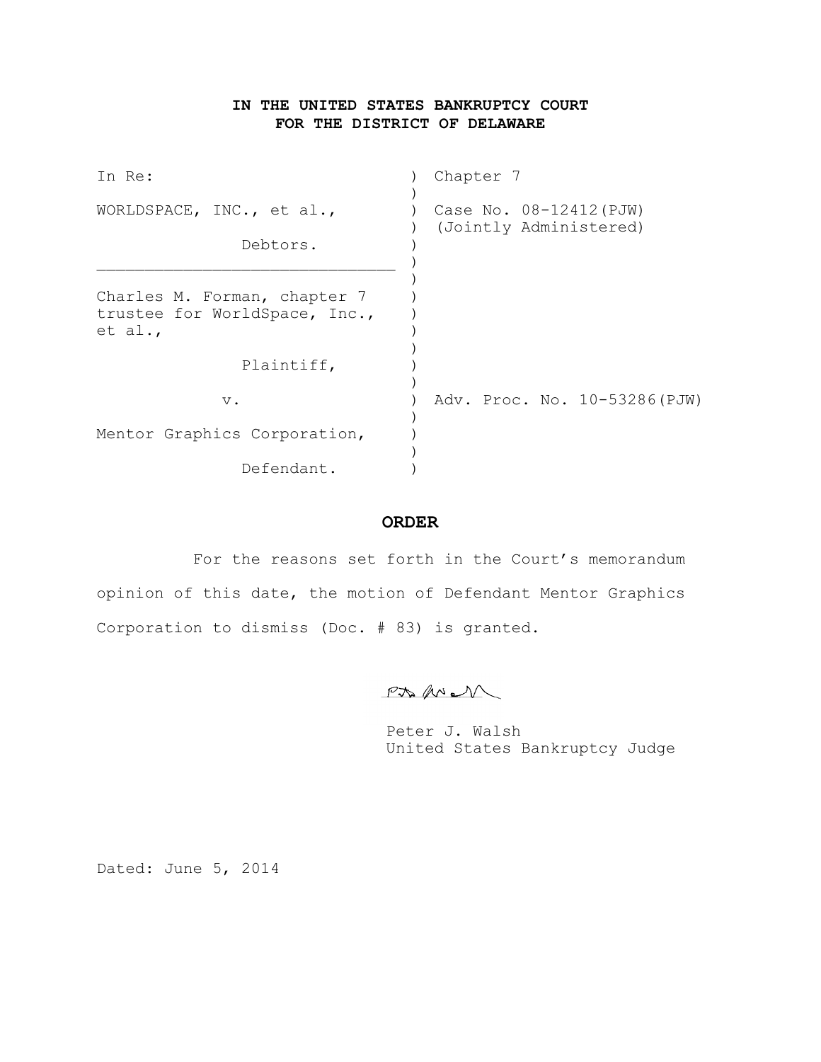**IN THE UNITED STATES BANKRUPTCY COURT**
**FOR THE DISTRICT OF DELAWARE**

| | |
|---|---|
| In Re: | Chapter 7 |
| WORLDSPACE, INC., et al., | Case No. 08-12412(PJW) (Jointly Administered) |
| Debtors. | |
| Charles M. Forman, chapter 7 trustee for WorldSpace, Inc., et al., | |
| Plaintiff, | |
| v. | Adv. Proc. No. 10-53286(PJW) |
| Mentor Graphics Corporation, | |
| Defendant. | |

## ORDER

For the reasons set forth in the Court's memorandum opinion of this date, the motion of Defendant Mentor Graphics Corporation to dismiss (Doc. # 83) is granted.

Peter J. Walsh
United States Bankruptcy Judge

Dated: June 5, 2014